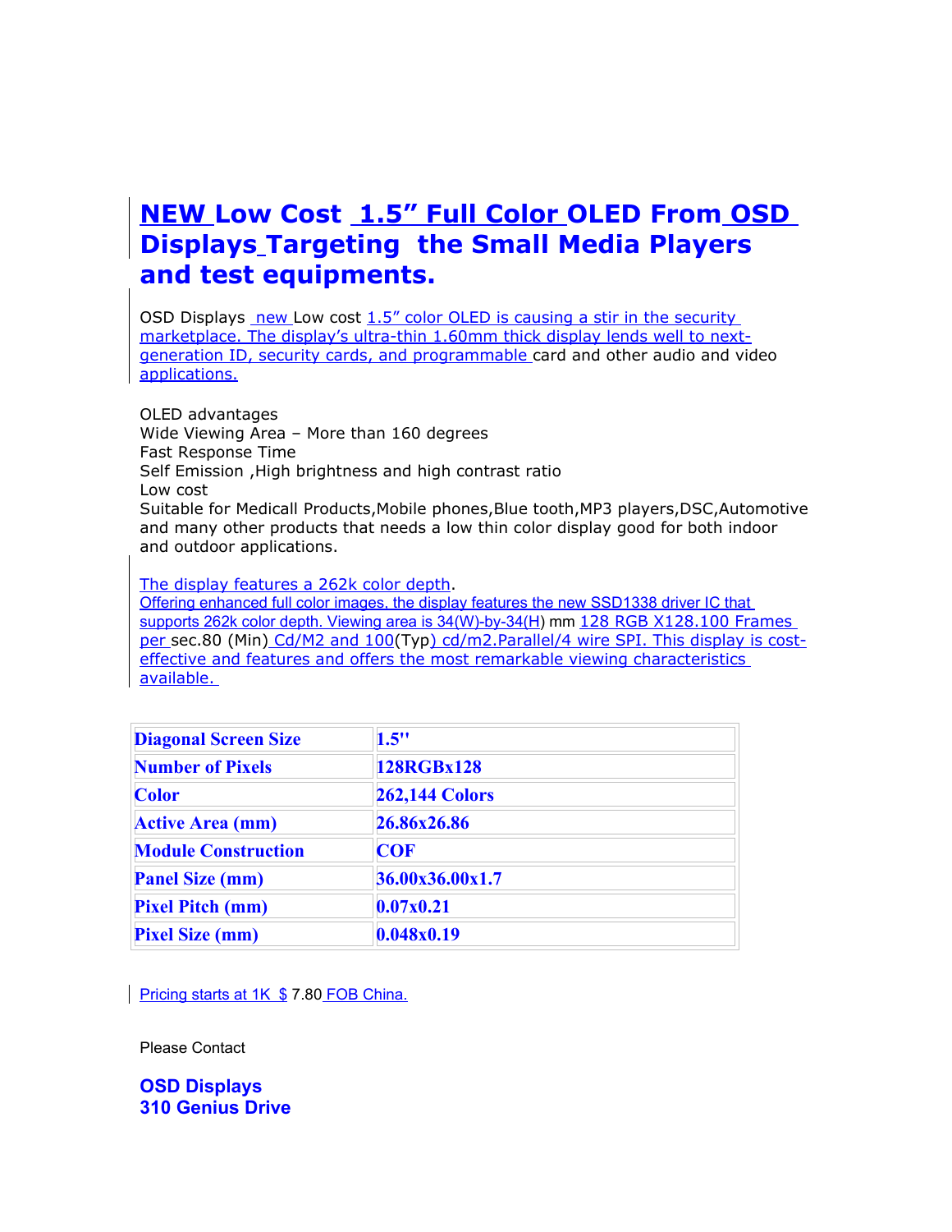# NEW Low Cost 1.5" Full Color OLED From OSD Displays Targeting the Small Media Players and test equipments.

OSD Displays new Low cost 1.5" color OLED is causing a stir in the security marketplace. The display's ultra-thin 1.60mm thick display lends well to next-generation ID, security cards, and programmable card and other audio and video applications.

OLED advantages
Wide Viewing Area – More than 160 degrees
Fast Response Time
Self Emission ,High brightness and high contrast ratio
Low cost
Suitable for Medicall Products,Mobile phones,Blue tooth,MP3 players,DSC,Automotive and many other products that needs a low thin color display good for both indoor and outdoor applications.

The display features a 262k color depth.
Offering enhanced full color images, the display features the new SSD1338 driver IC that supports 262k color depth. Viewing area is 34(W)-by-34(H) mm 128 RGB X128.100 Frames per sec.80 (Min) Cd/M2 and 100(Typ) cd/m2.Parallel/4 wire SPI. This display is cost-effective and features and offers the most remarkable viewing characteristics available.

| Diagonal Screen Size | 1.5" |
|---|---|
| Number of Pixels | 128RGBx128 |
| Color | 262,144 Colors |
| Active Area (mm) | 26.86x26.86 |
| Module Construction | COF |
| Panel Size (mm) | 36.00x36.00x1.7 |
| Pixel Pitch (mm) | 0.07x0.21 |
| Pixel Size (mm) | 0.048x0.19 |

Pricing starts at 1K $ 7.80 FOB China.

Please Contact

**OSD Displays**
**310 Genius Drive**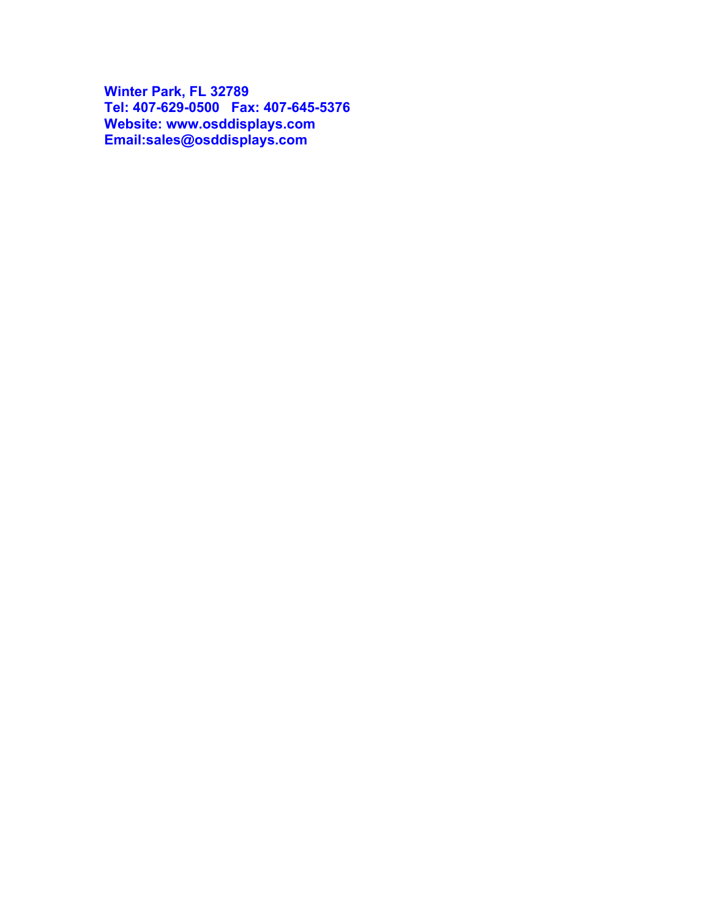**Winter Park, FL 32789**
**Tel: 407-629-0500   Fax: 407-645-5376**
**Website: www.osddisplays.com**
**Email:sales@osddisplays.com**